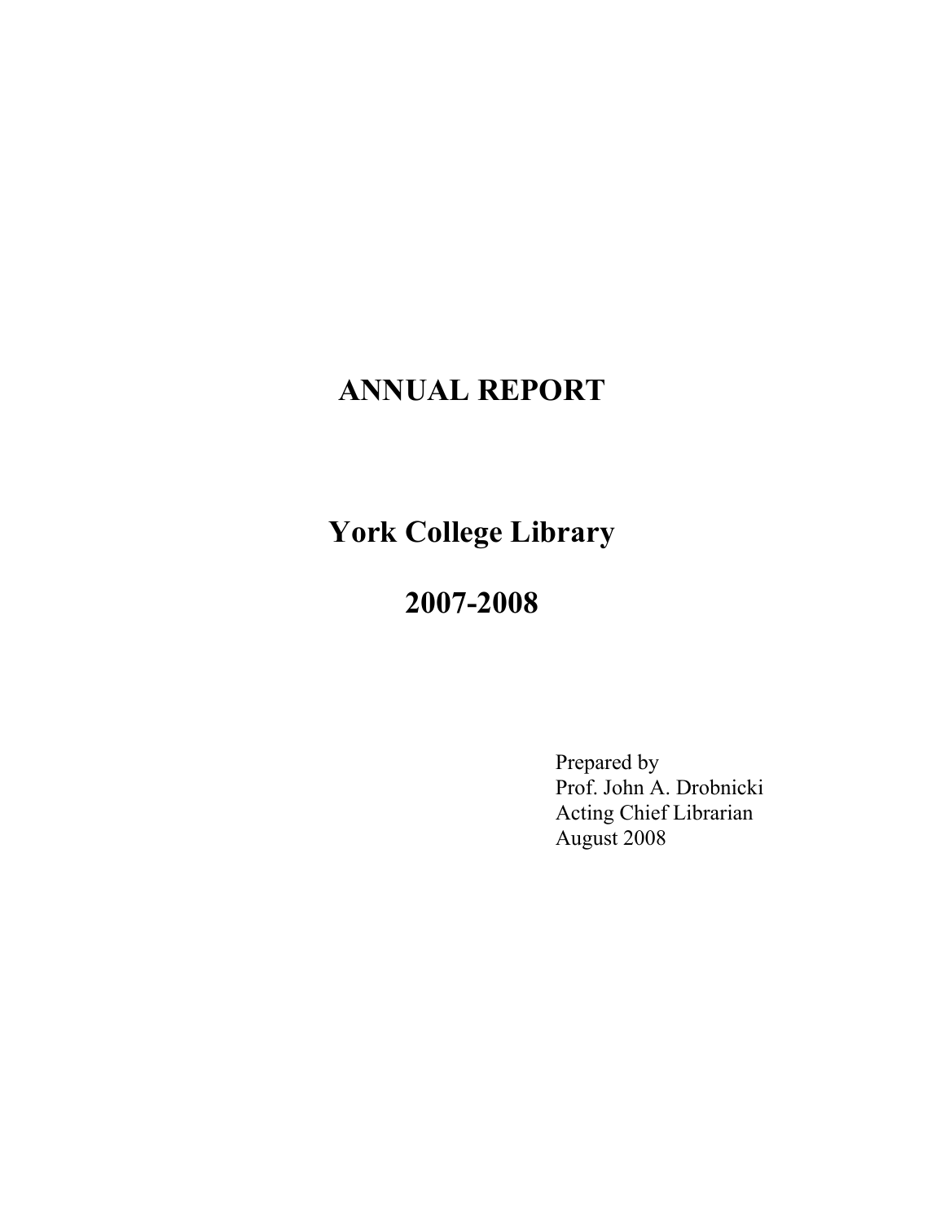# ANNUAL REPORT

# York College Library

# 2007-2008

Prepared by
Prof. John A. Drobnicki
Acting Chief Librarian
August 2008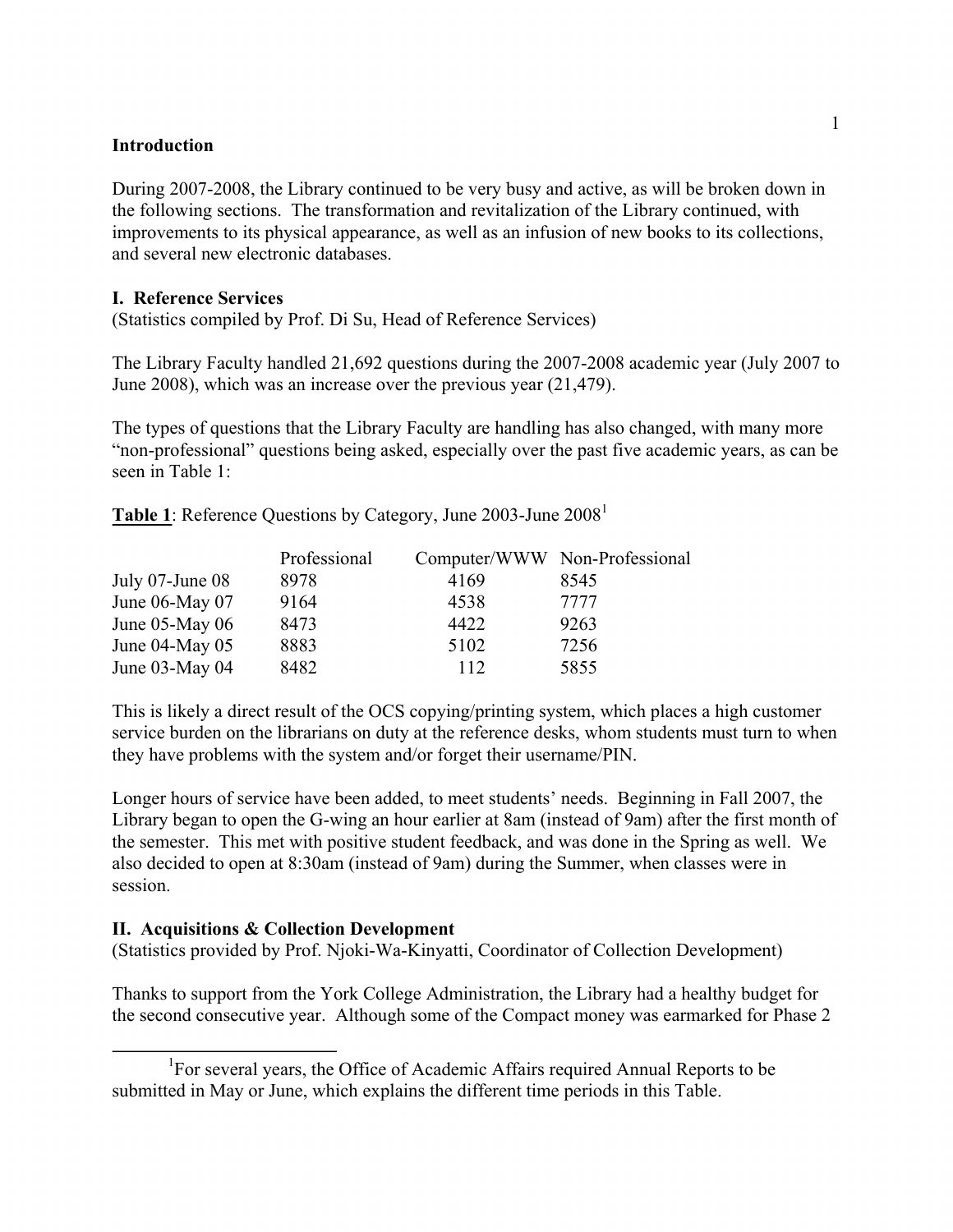## Introduction

During 2007-2008, the Library continued to be very busy and active, as will be broken down in the following sections. The transformation and revitalization of the Library continued, with improvements to its physical appearance, as well as an infusion of new books to its collections, and several new electronic databases.

## I. Reference Services

(Statistics compiled by Prof. Di Su, Head of Reference Services)

The Library Faculty handled 21,692 questions during the 2007-2008 academic year (July 2007 to June 2008), which was an increase over the previous year (21,479).

The types of questions that the Library Faculty are handling has also changed, with many more "non-professional" questions being asked, especially over the past five academic years, as can be seen in Table 1:

**Table 1**: Reference Questions by Category, June 2003-June 2008[1]

| | Professional | Computer/WWW | Non-Professional |
|---|---|---|---|
| July 07-June 08 | 8978 | 4169 | 8545 |
| June 06-May 07 | 9164 | 4538 | 7777 |
| June 05-May 06 | 8473 | 4422 | 9263 |
| June 04-May 05 | 8883 | 5102 | 7256 |
| June 03-May 04 | 8482 | 112 | 5855 |

This is likely a direct result of the OCS copying/printing system, which places a high customer service burden on the librarians on duty at the reference desks, whom students must turn to when they have problems with the system and/or forget their username/PIN.

Longer hours of service have been added, to meet students' needs. Beginning in Fall 2007, the Library began to open the G-wing an hour earlier at 8am (instead of 9am) after the first month of the semester. This met with positive student feedback, and was done in the Spring as well. We also decided to open at 8:30am (instead of 9am) during the Summer, when classes were in session.

## II. Acquisitions & Collection Development

(Statistics provided by Prof. Njoki-Wa-Kinyatti, Coordinator of Collection Development)

Thanks to support from the York College Administration, the Library had a healthy budget for the second consecutive year. Although some of the Compact money was earmarked for Phase 2

[1] For several years, the Office of Academic Affairs required Annual Reports to be submitted in May or June, which explains the different time periods in this Table.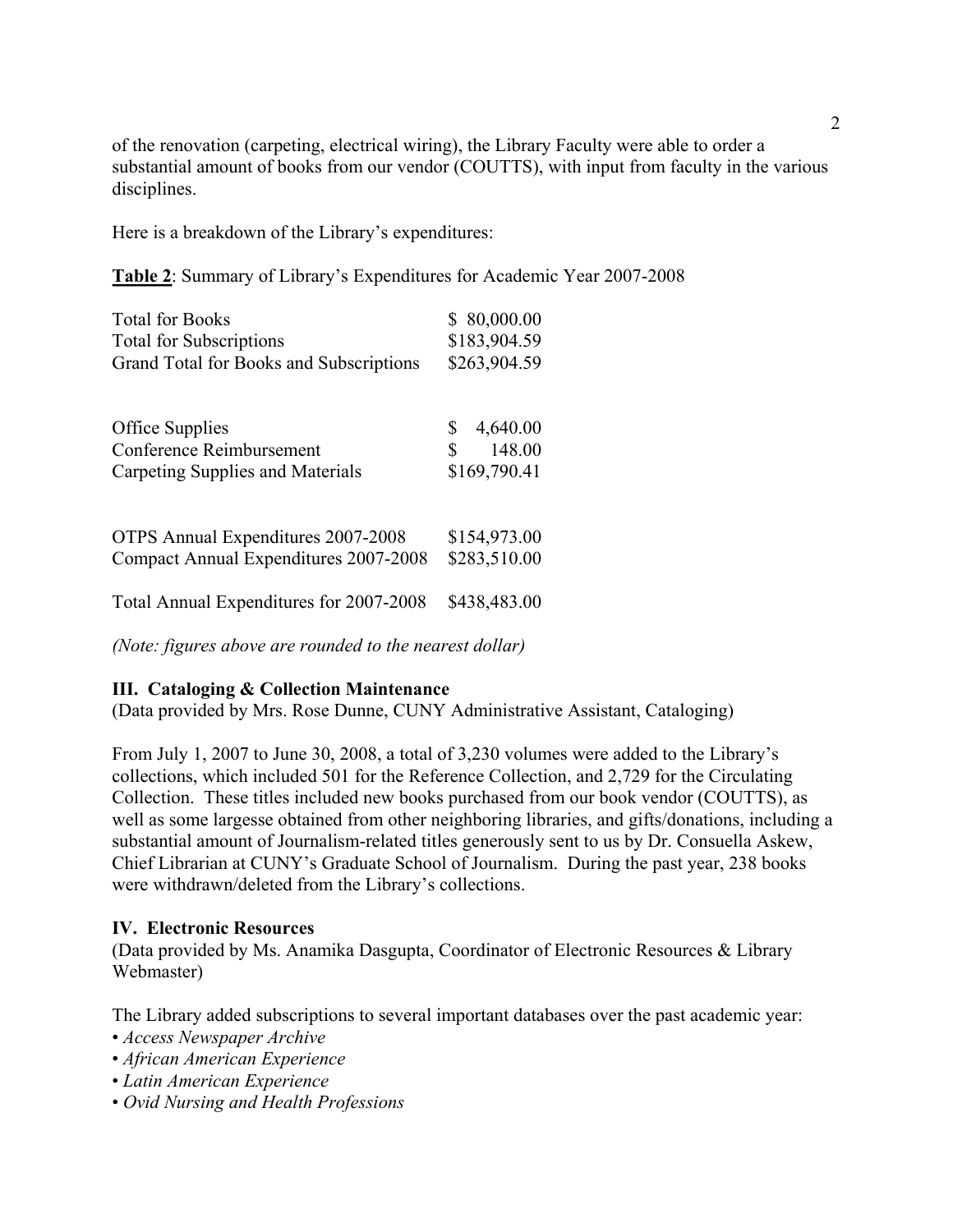of the renovation (carpeting, electrical wiring), the Library Faculty were able to order a substantial amount of books from our vendor (COUTTS), with input from faculty in the various disciplines.

Here is a breakdown of the Library's expenditures:

**<u>Table 2</u>**: Summary of Library's Expenditures for Academic Year 2007-2008

| | |
|---|---|
| Total for Books | $ 80,000.00 |
| Total for Subscriptions | $183,904.59 |
| Grand Total for Books and Subscriptions | $263,904.59 |
| | |
| Office Supplies | $ 4,640.00 |
| Conference Reimbursement | $ 148.00 |
| Carpeting Supplies and Materials | $169,790.41 |
| | |
| OTPS Annual Expenditures 2007-2008 | $154,973.00 |
| Compact Annual Expenditures 2007-2008 | $283,510.00 |
| | |
| Total Annual Expenditures for 2007-2008 | $438,483.00 |

*(Note: figures above are rounded to the nearest dollar)*

### III. Cataloging & Collection Maintenance

(Data provided by Mrs. Rose Dunne, CUNY Administrative Assistant, Cataloging)

From July 1, 2007 to June 30, 2008, a total of 3,230 volumes were added to the Library's collections, which included 501 for the Reference Collection, and 2,729 for the Circulating Collection. These titles included new books purchased from our book vendor (COUTTS), as well as some largesse obtained from other neighboring libraries, and gifts/donations, including a substantial amount of Journalism-related titles generously sent to us by Dr. Consuella Askew, Chief Librarian at CUNY's Graduate School of Journalism. During the past year, 238 books were withdrawn/deleted from the Library's collections.

### IV. Electronic Resources

(Data provided by Ms. Anamika Dasgupta, Coordinator of Electronic Resources & Library Webmaster)

The Library added subscriptions to several important databases over the past academic year:

- *Access Newspaper Archive*
- *African American Experience*
- *Latin American Experience*
- *Ovid Nursing and Health Professions*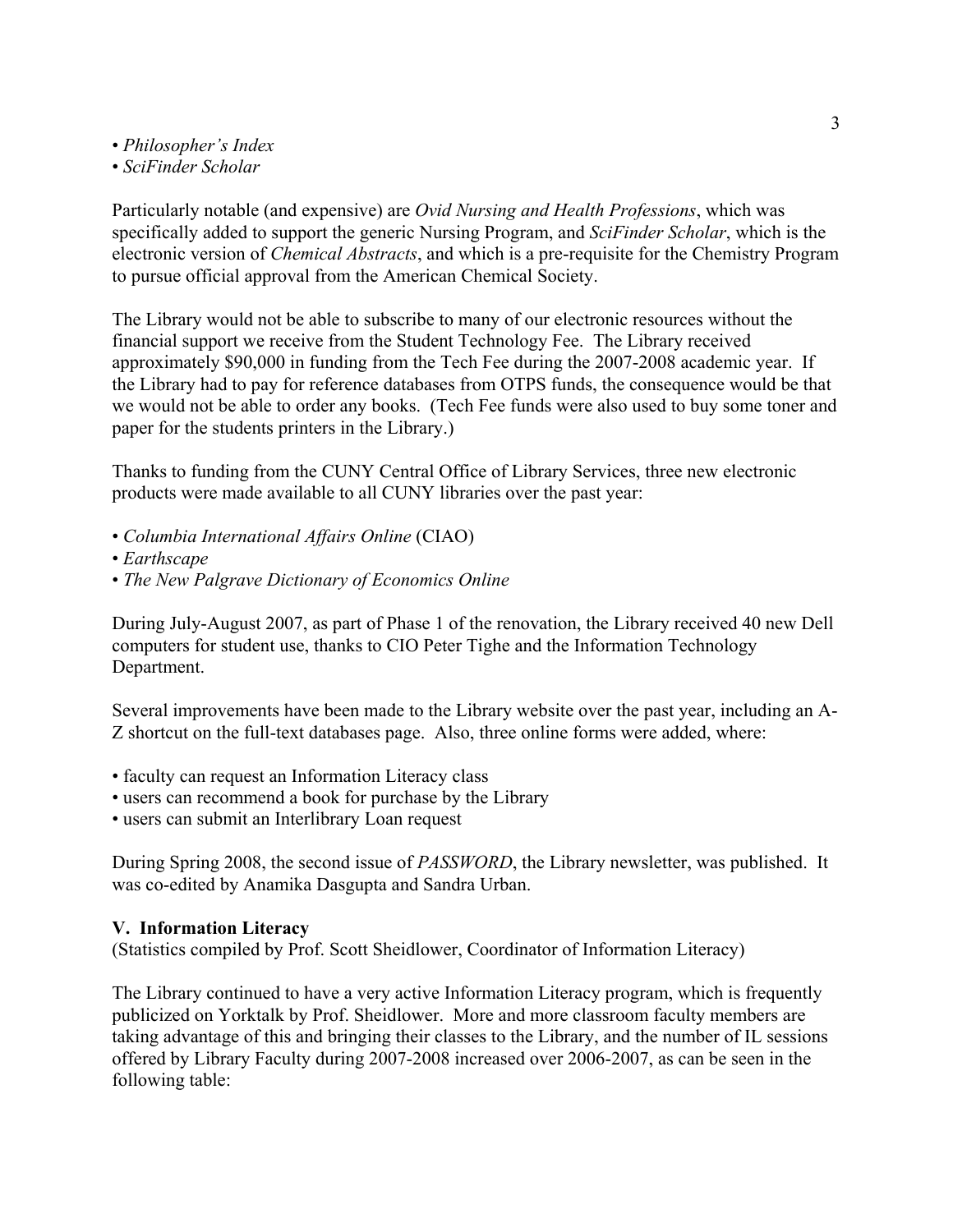- *Philosopher's Index*
- *SciFinder Scholar*

Particularly notable (and expensive) are *Ovid Nursing and Health Professions*, which was specifically added to support the generic Nursing Program, and *SciFinder Scholar*, which is the electronic version of *Chemical Abstracts*, and which is a pre-requisite for the Chemistry Program to pursue official approval from the American Chemical Society.

The Library would not be able to subscribe to many of our electronic resources without the financial support we receive from the Student Technology Fee. The Library received approximately $90,000 in funding from the Tech Fee during the 2007-2008 academic year. If the Library had to pay for reference databases from OTPS funds, the consequence would be that we would not be able to order any books. (Tech Fee funds were also used to buy some toner and paper for the students printers in the Library.)

Thanks to funding from the CUNY Central Office of Library Services, three new electronic products were made available to all CUNY libraries over the past year:

- *Columbia International Affairs Online* (CIAO)
- *Earthscape*
- *The New Palgrave Dictionary of Economics Online*

During July-August 2007, as part of Phase 1 of the renovation, the Library received 40 new Dell computers for student use, thanks to CIO Peter Tighe and the Information Technology Department.

Several improvements have been made to the Library website over the past year, including an A-Z shortcut on the full-text databases page. Also, three online forms were added, where:

- faculty can request an Information Literacy class
- users can recommend a book for purchase by the Library
- users can submit an Interlibrary Loan request

During Spring 2008, the second issue of *PASSWORD*, the Library newsletter, was published. It was co-edited by Anamika Dasgupta and Sandra Urban.

## V. Information Literacy

(Statistics compiled by Prof. Scott Sheidlower, Coordinator of Information Literacy)

The Library continued to have a very active Information Literacy program, which is frequently publicized on Yorktalk by Prof. Sheidlower. More and more classroom faculty members are taking advantage of this and bringing their classes to the Library, and the number of IL sessions offered by Library Faculty during 2007-2008 increased over 2006-2007, as can be seen in the following table: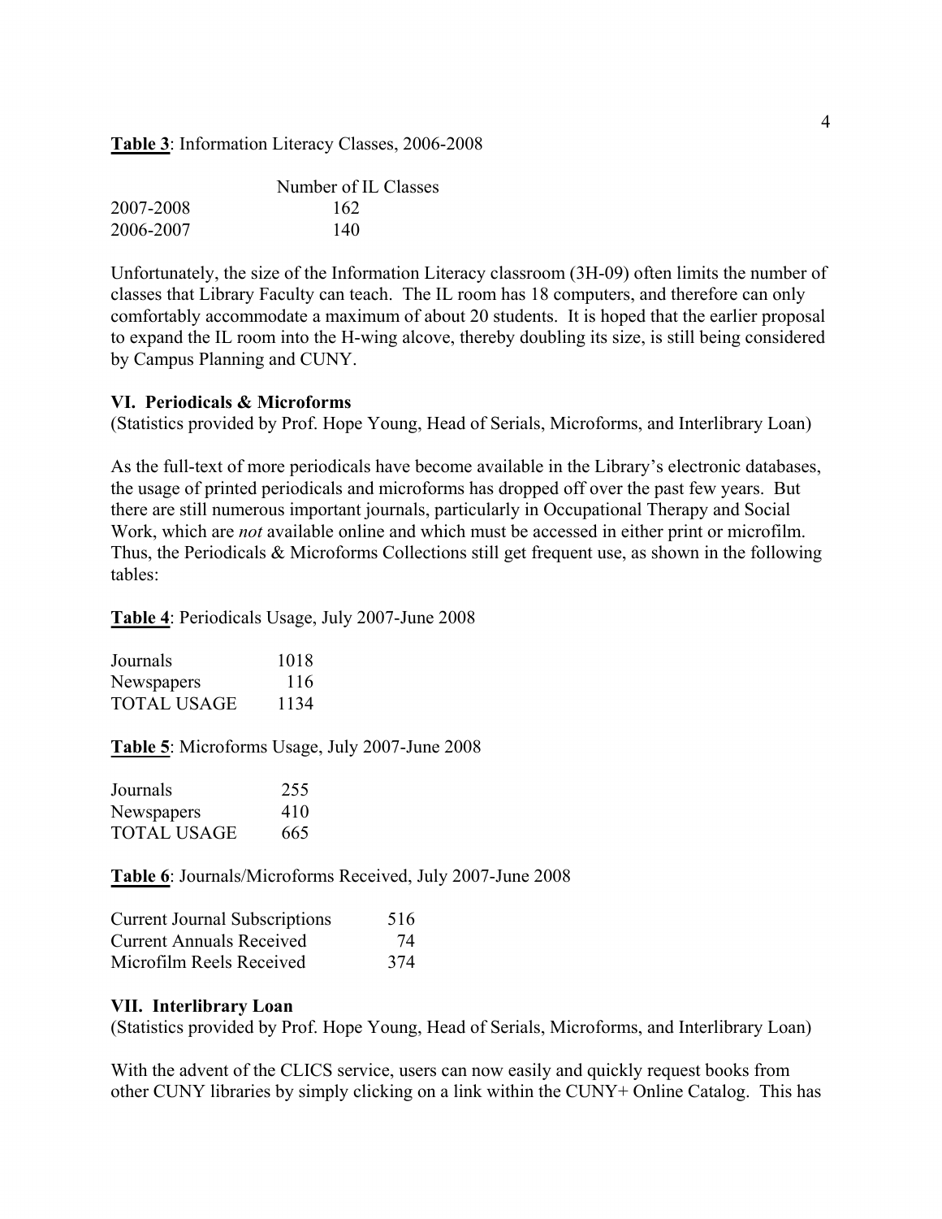**Table 3**: Information Literacy Classes, 2006-2008

| | Number of IL Classes |
|---|---|
| 2007-2008 | 162 |
| 2006-2007 | 140 |

Unfortunately, the size of the Information Literacy classroom (3H-09) often limits the number of classes that Library Faculty can teach. The IL room has 18 computers, and therefore can only comfortably accommodate a maximum of about 20 students. It is hoped that the earlier proposal to expand the IL room into the H-wing alcove, thereby doubling its size, is still being considered by Campus Planning and CUNY.

**VI. Periodicals & Microforms**

(Statistics provided by Prof. Hope Young, Head of Serials, Microforms, and Interlibrary Loan)

As the full-text of more periodicals have become available in the Library's electronic databases, the usage of printed periodicals and microforms has dropped off over the past few years. But there are still numerous important journals, particularly in Occupational Therapy and Social Work, which are *not* available online and which must be accessed in either print or microfilm. Thus, the Periodicals & Microforms Collections still get frequent use, as shown in the following tables:

**Table 4**: Periodicals Usage, July 2007-June 2008

| | |
|---|---|
| Journals | 1018 |
| Newspapers | 116 |
| TOTAL USAGE | 1134 |

**Table 5**: Microforms Usage, July 2007-June 2008

| | |
|---|---|
| Journals | 255 |
| Newspapers | 410 |
| TOTAL USAGE | 665 |

**Table 6**: Journals/Microforms Received, July 2007-June 2008

| | |
|---|---|
| Current Journal Subscriptions | 516 |
| Current Annuals Received | 74 |
| Microfilm Reels Received | 374 |

**VII. Interlibrary Loan**

(Statistics provided by Prof. Hope Young, Head of Serials, Microforms, and Interlibrary Loan)

With the advent of the CLICS service, users can now easily and quickly request books from other CUNY libraries by simply clicking on a link within the CUNY+ Online Catalog. This has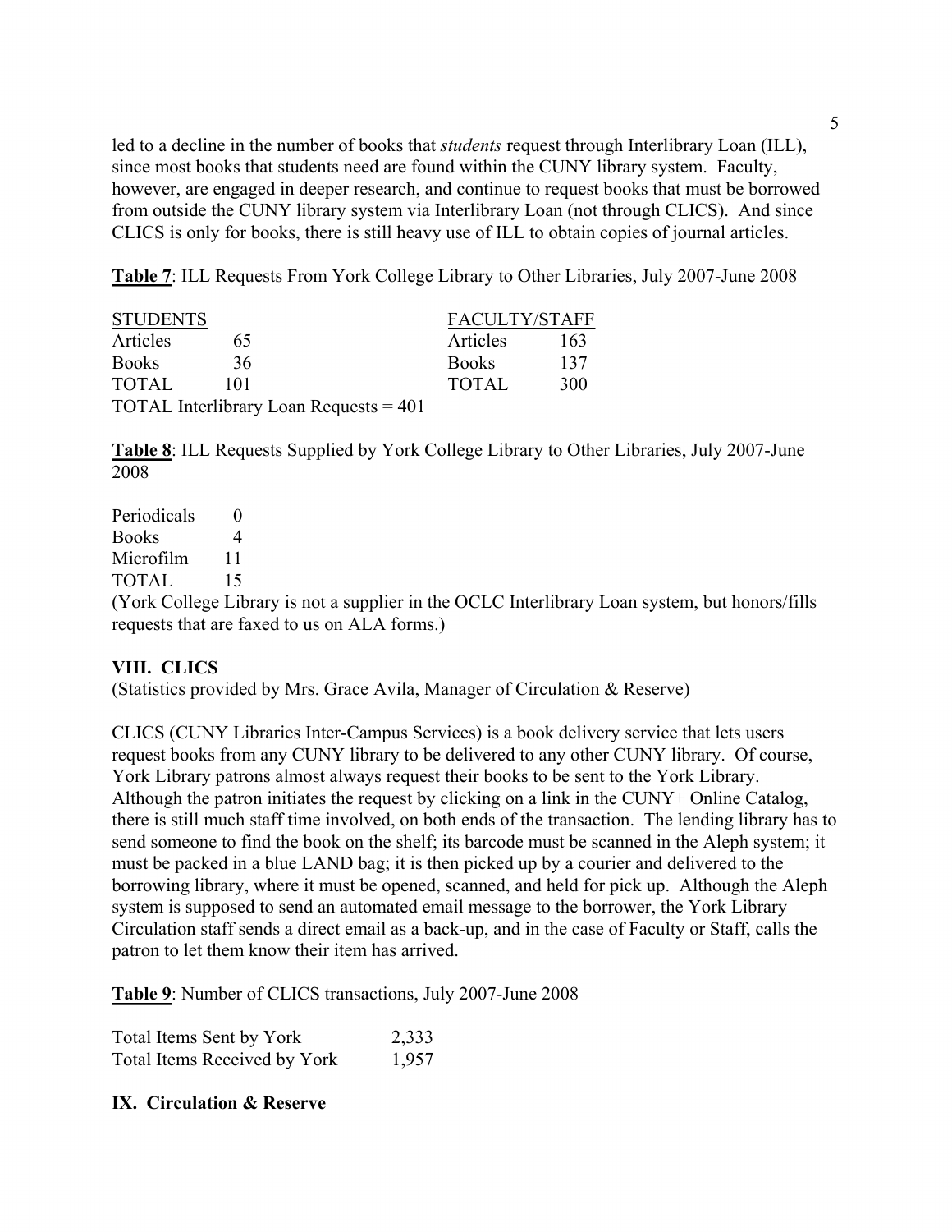led to a decline in the number of books that *students* request through Interlibrary Loan (ILL), since most books that students need are found within the CUNY library system. Faculty, however, are engaged in deeper research, and continue to request books that must be borrowed from outside the CUNY library system via Interlibrary Loan (not through CLICS). And since CLICS is only for books, there is still heavy use of ILL to obtain copies of journal articles.

**Table 7**: ILL Requests From York College Library to Other Libraries, July 2007-June 2008

| STUDENTS | | FACULTY/STAFF | |
|---|---|---|---|
| Articles | 65 | Articles | 163 |
| Books | 36 | Books | 137 |
| TOTAL | 101 | TOTAL | 300 |

TOTAL Interlibrary Loan Requests = 401

**Table 8**: ILL Requests Supplied by York College Library to Other Libraries, July 2007-June 2008

| | |
|---|---|
| Periodicals | 0 |
| Books | 4 |
| Microfilm | 11 |
| TOTAL | 15 |

(York College Library is not a supplier in the OCLC Interlibrary Loan system, but honors/fills requests that are faxed to us on ALA forms.)

## VIII. CLICS

(Statistics provided by Mrs. Grace Avila, Manager of Circulation & Reserve)

CLICS (CUNY Libraries Inter-Campus Services) is a book delivery service that lets users request books from any CUNY library to be delivered to any other CUNY library. Of course, York Library patrons almost always request their books to be sent to the York Library. Although the patron initiates the request by clicking on a link in the CUNY+ Online Catalog, there is still much staff time involved, on both ends of the transaction. The lending library has to send someone to find the book on the shelf; its barcode must be scanned in the Aleph system; it must be packed in a blue LAND bag; it is then picked up by a courier and delivered to the borrowing library, where it must be opened, scanned, and held for pick up. Although the Aleph system is supposed to send an automated email message to the borrower, the York Library Circulation staff sends a direct email as a back-up, and in the case of Faculty or Staff, calls the patron to let them know their item has arrived.

**Table 9**: Number of CLICS transactions, July 2007-June 2008

| | |
|---|---|
| Total Items Sent by York | 2,333 |
| Total Items Received by York | 1,957 |

## IX. Circulation & Reserve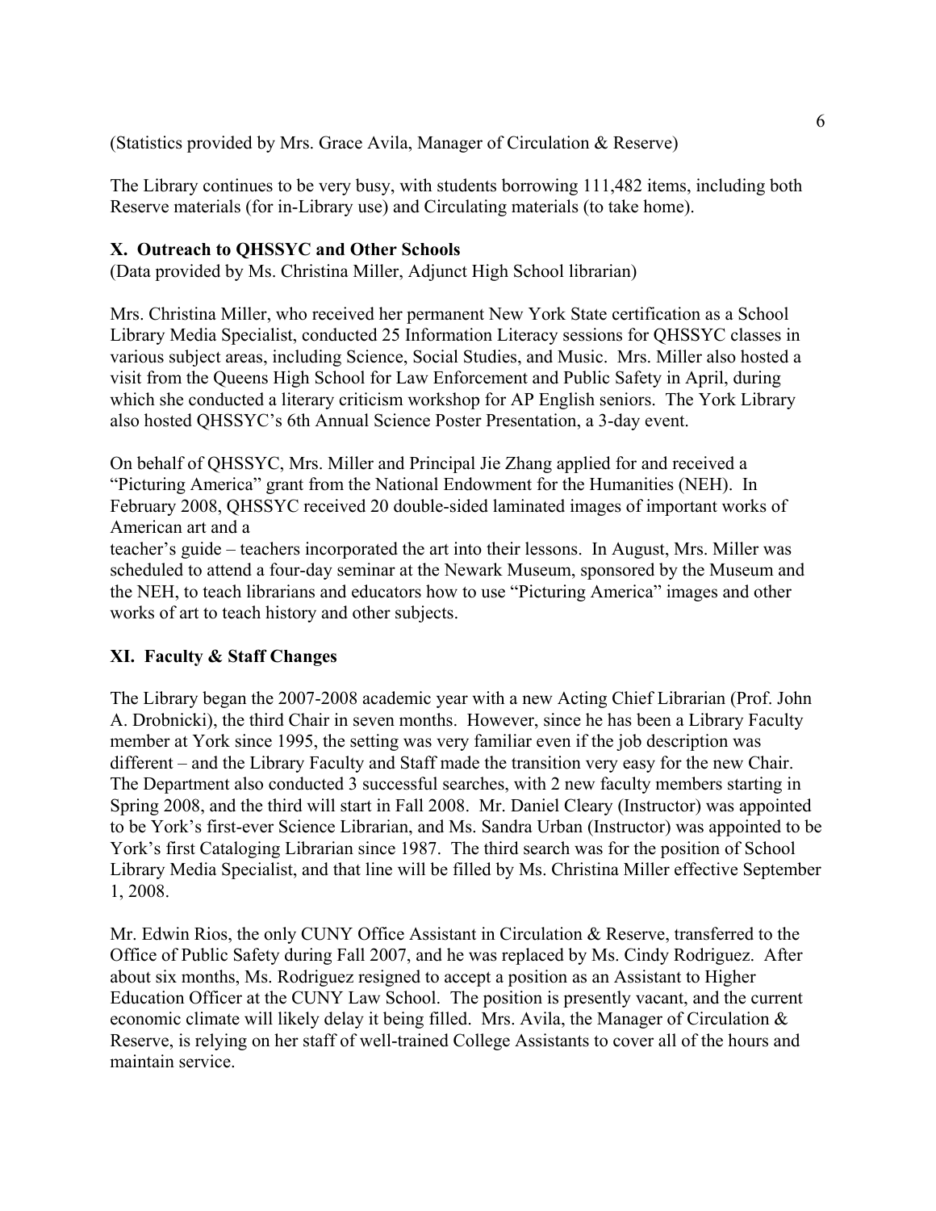(Statistics provided by Mrs. Grace Avila, Manager of Circulation & Reserve)

The Library continues to be very busy, with students borrowing 111,482 items, including both Reserve materials (for in-Library use) and Circulating materials (to take home).

### X. Outreach to QHSSYC and Other Schools

(Data provided by Ms. Christina Miller, Adjunct High School librarian)

Mrs. Christina Miller, who received her permanent New York State certification as a School Library Media Specialist, conducted 25 Information Literacy sessions for QHSSYC classes in various subject areas, including Science, Social Studies, and Music. Mrs. Miller also hosted a visit from the Queens High School for Law Enforcement and Public Safety in April, during which she conducted a literary criticism workshop for AP English seniors. The York Library also hosted QHSSYC's 6th Annual Science Poster Presentation, a 3-day event.

On behalf of QHSSYC, Mrs. Miller and Principal Jie Zhang applied for and received a "Picturing America" grant from the National Endowment for the Humanities (NEH). In February 2008, QHSSYC received 20 double-sided laminated images of important works of American art and a teacher's guide – teachers incorporated the art into their lessons. In August, Mrs. Miller was scheduled to attend a four-day seminar at the Newark Museum, sponsored by the Museum and the NEH, to teach librarians and educators how to use "Picturing America" images and other works of art to teach history and other subjects.

### XI. Faculty & Staff Changes

The Library began the 2007-2008 academic year with a new Acting Chief Librarian (Prof. John A. Drobnicki), the third Chair in seven months. However, since he has been a Library Faculty member at York since 1995, the setting was very familiar even if the job description was different – and the Library Faculty and Staff made the transition very easy for the new Chair. The Department also conducted 3 successful searches, with 2 new faculty members starting in Spring 2008, and the third will start in Fall 2008. Mr. Daniel Cleary (Instructor) was appointed to be York's first-ever Science Librarian, and Ms. Sandra Urban (Instructor) was appointed to be York's first Cataloging Librarian since 1987. The third search was for the position of School Library Media Specialist, and that line will be filled by Ms. Christina Miller effective September 1, 2008.

Mr. Edwin Rios, the only CUNY Office Assistant in Circulation & Reserve, transferred to the Office of Public Safety during Fall 2007, and he was replaced by Ms. Cindy Rodriguez. After about six months, Ms. Rodriguez resigned to accept a position as an Assistant to Higher Education Officer at the CUNY Law School. The position is presently vacant, and the current economic climate will likely delay it being filled. Mrs. Avila, the Manager of Circulation & Reserve, is relying on her staff of well-trained College Assistants to cover all of the hours and maintain service.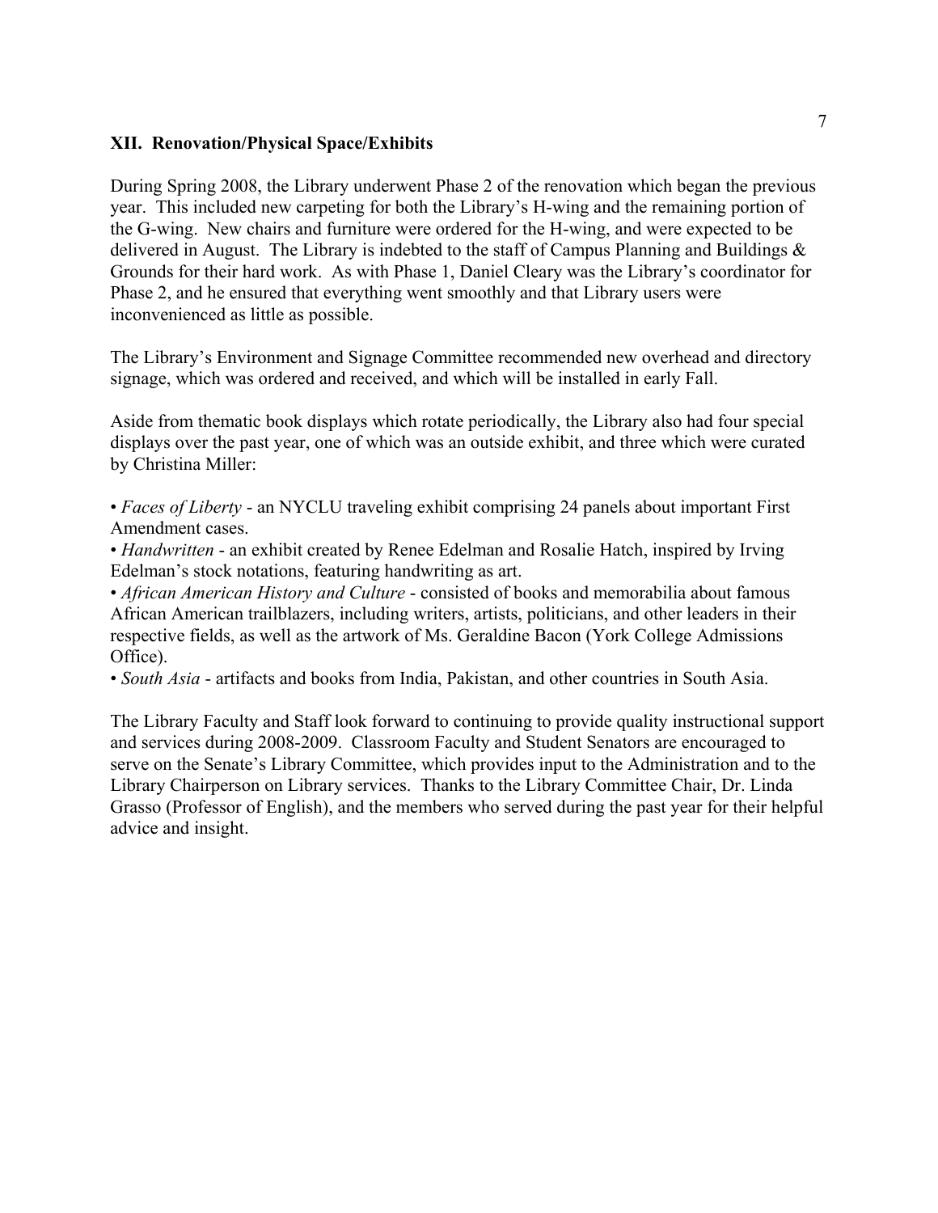## XII. Renovation/Physical Space/Exhibits

During Spring 2008, the Library underwent Phase 2 of the renovation which began the previous year. This included new carpeting for both the Library's H-wing and the remaining portion of the G-wing. New chairs and furniture were ordered for the H-wing, and were expected to be delivered in August. The Library is indebted to the staff of Campus Planning and Buildings & Grounds for their hard work. As with Phase 1, Daniel Cleary was the Library's coordinator for Phase 2, and he ensured that everything went smoothly and that Library users were inconvenienced as little as possible.

The Library's Environment and Signage Committee recommended new overhead and directory signage, which was ordered and received, and which will be installed in early Fall.

Aside from thematic book displays which rotate periodically, the Library also had four special displays over the past year, one of which was an outside exhibit, and three which were curated by Christina Miller:

- *Faces of Liberty* - an NYCLU traveling exhibit comprising 24 panels about important First Amendment cases.
- *Handwritten* - an exhibit created by Renee Edelman and Rosalie Hatch, inspired by Irving Edelman's stock notations, featuring handwriting as art.
- *African American History and Culture* - consisted of books and memorabilia about famous African American trailblazers, including writers, artists, politicians, and other leaders in their respective fields, as well as the artwork of Ms. Geraldine Bacon (York College Admissions Office).
- *South Asia* - artifacts and books from India, Pakistan, and other countries in South Asia.

The Library Faculty and Staff look forward to continuing to provide quality instructional support and services during 2008-2009. Classroom Faculty and Student Senators are encouraged to serve on the Senate's Library Committee, which provides input to the Administration and to the Library Chairperson on Library services. Thanks to the Library Committee Chair, Dr. Linda Grasso (Professor of English), and the members who served during the past year for their helpful advice and insight.